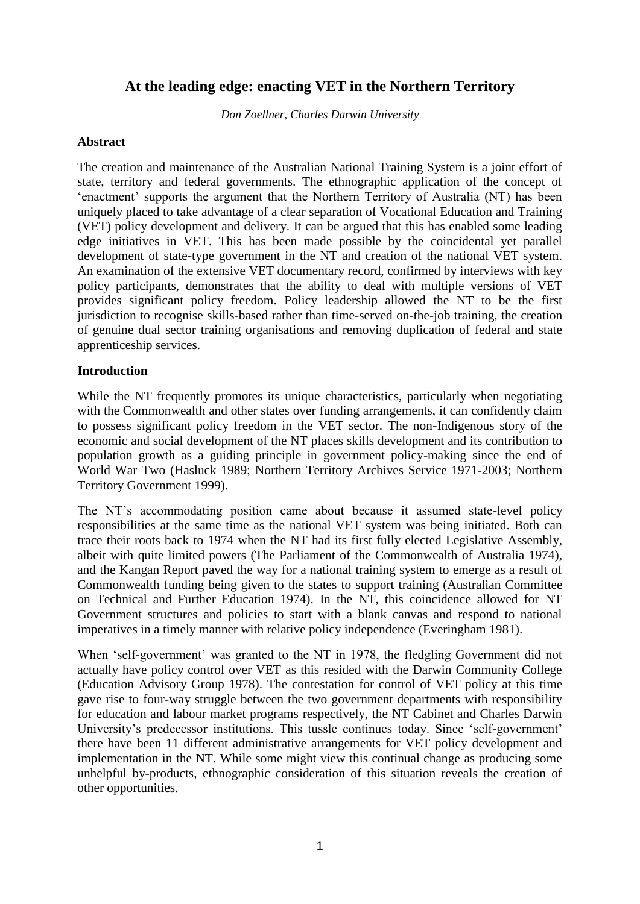# At the leading edge: enacting VET in the Northern Territory

*Don Zoellner, Charles Darwin University*

## Abstract

The creation and maintenance of the Australian National Training System is a joint effort of state, territory and federal governments. The ethnographic application of the concept of 'enactment' supports the argument that the Northern Territory of Australia (NT) has been uniquely placed to take advantage of a clear separation of Vocational Education and Training (VET) policy development and delivery. It can be argued that this has enabled some leading edge initiatives in VET. This has been made possible by the coincidental yet parallel development of state-type government in the NT and creation of the national VET system. An examination of the extensive VET documentary record, confirmed by interviews with key policy participants, demonstrates that the ability to deal with multiple versions of VET provides significant policy freedom. Policy leadership allowed the NT to be the first jurisdiction to recognise skills-based rather than time-served on-the-job training, the creation of genuine dual sector training organisations and removing duplication of federal and state apprenticeship services.

## Introduction

While the NT frequently promotes its unique characteristics, particularly when negotiating with the Commonwealth and other states over funding arrangements, it can confidently claim to possess significant policy freedom in the VET sector. The non-Indigenous story of the economic and social development of the NT places skills development and its contribution to population growth as a guiding principle in government policy-making since the end of World War Two (Hasluck 1989; Northern Territory Archives Service 1971-2003; Northern Territory Government 1999).

The NT's accommodating position came about because it assumed state-level policy responsibilities at the same time as the national VET system was being initiated. Both can trace their roots back to 1974 when the NT had its first fully elected Legislative Assembly, albeit with quite limited powers (The Parliament of the Commonwealth of Australia 1974), and the Kangan Report paved the way for a national training system to emerge as a result of Commonwealth funding being given to the states to support training (Australian Committee on Technical and Further Education 1974). In the NT, this coincidence allowed for NT Government structures and policies to start with a blank canvas and respond to national imperatives in a timely manner with relative policy independence (Everingham 1981).

When 'self-government' was granted to the NT in 1978, the fledgling Government did not actually have policy control over VET as this resided with the Darwin Community College (Education Advisory Group 1978). The contestation for control of VET policy at this time gave rise to four-way struggle between the two government departments with responsibility for education and labour market programs respectively, the NT Cabinet and Charles Darwin University's predecessor institutions. This tussle continues today. Since 'self-government' there have been 11 different administrative arrangements for VET policy development and implementation in the NT. While some might view this continual change as producing some unhelpful by-products, ethnographic consideration of this situation reveals the creation of other opportunities.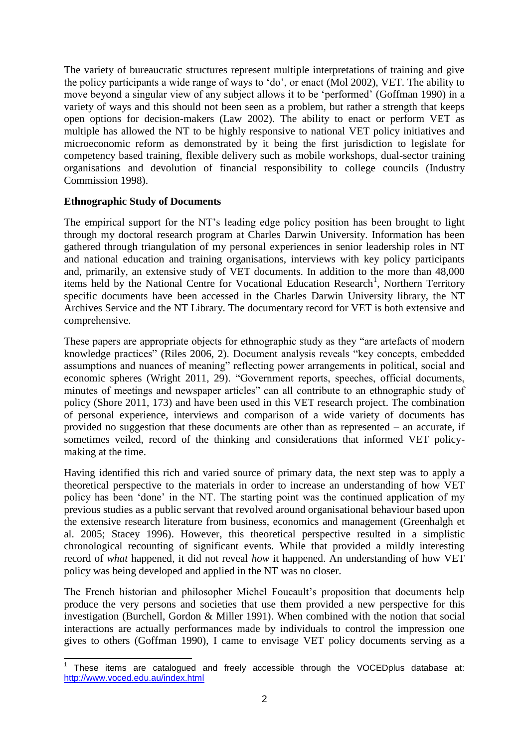The variety of bureaucratic structures represent multiple interpretations of training and give the policy participants a wide range of ways to 'do', or enact (Mol 2002), VET. The ability to move beyond a singular view of any subject allows it to be 'performed' (Goffman 1990) in a variety of ways and this should not been seen as a problem, but rather a strength that keeps open options for decision-makers (Law 2002). The ability to enact or perform VET as multiple has allowed the NT to be highly responsive to national VET policy initiatives and microeconomic reform as demonstrated by it being the first jurisdiction to legislate for competency based training, flexible delivery such as mobile workshops, dual-sector training organisations and devolution of financial responsibility to college councils (Industry Commission 1998).

**Ethnographic Study of Documents**

The empirical support for the NT's leading edge policy position has been brought to light through my doctoral research program at Charles Darwin University. Information has been gathered through triangulation of my personal experiences in senior leadership roles in NT and national education and training organisations, interviews with key policy participants and, primarily, an extensive study of VET documents. In addition to the more than 48,000 items held by the National Centre for Vocational Education Research[1], Northern Territory specific documents have been accessed in the Charles Darwin University library, the NT Archives Service and the NT Library. The documentary record for VET is both extensive and comprehensive.

These papers are appropriate objects for ethnographic study as they "are artefacts of modern knowledge practices" (Riles 2006, 2). Document analysis reveals "key concepts, embedded assumptions and nuances of meaning" reflecting power arrangements in political, social and economic spheres (Wright 2011, 29). "Government reports, speeches, official documents, minutes of meetings and newspaper articles" can all contribute to an ethnographic study of policy (Shore 2011, 173) and have been used in this VET research project. The combination of personal experience, interviews and comparison of a wide variety of documents has provided no suggestion that these documents are other than as represented – an accurate, if sometimes veiled, record of the thinking and considerations that informed VET policy-making at the time.

Having identified this rich and varied source of primary data, the next step was to apply a theoretical perspective to the materials in order to increase an understanding of how VET policy has been 'done' in the NT. The starting point was the continued application of my previous studies as a public servant that revolved around organisational behaviour based upon the extensive research literature from business, economics and management (Greenhalgh et al. 2005; Stacey 1996). However, this theoretical perspective resulted in a simplistic chronological recounting of significant events. While that provided a mildly interesting record of *what* happened, it did not reveal *how* it happened. An understanding of how VET policy was being developed and applied in the NT was no closer.

The French historian and philosopher Michel Foucault's proposition that documents help produce the very persons and societies that use them provided a new perspective for this investigation (Burchell, Gordon & Miller 1991). When combined with the notion that social interactions are actually performances made by individuals to control the impression one gives to others (Goffman 1990), I came to envisage VET policy documents serving as a

[1] These items are catalogued and freely accessible through the VOCEDplus database at: http://www.voced.edu.au/index.html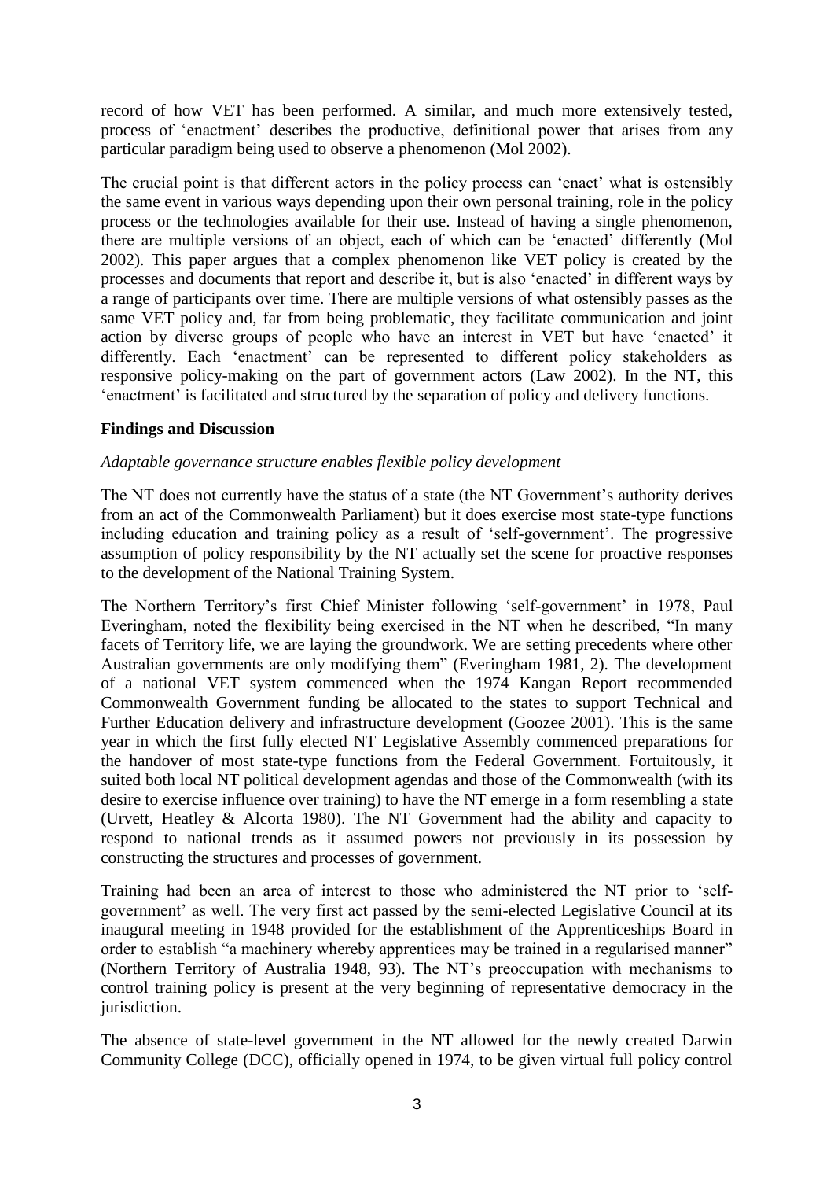record of how VET has been performed. A similar, and much more extensively tested, process of 'enactment' describes the productive, definitional power that arises from any particular paradigm being used to observe a phenomenon (Mol 2002).

The crucial point is that different actors in the policy process can 'enact' what is ostensibly the same event in various ways depending upon their own personal training, role in the policy process or the technologies available for their use. Instead of having a single phenomenon, there are multiple versions of an object, each of which can be 'enacted' differently (Mol 2002). This paper argues that a complex phenomenon like VET policy is created by the processes and documents that report and describe it, but is also 'enacted' in different ways by a range of participants over time. There are multiple versions of what ostensibly passes as the same VET policy and, far from being problematic, they facilitate communication and joint action by diverse groups of people who have an interest in VET but have 'enacted' it differently. Each 'enactment' can be represented to different policy stakeholders as responsive policy-making on the part of government actors (Law 2002). In the NT, this 'enactment' is facilitated and structured by the separation of policy and delivery functions.

**Findings and Discussion**

*Adaptable governance structure enables flexible policy development*

The NT does not currently have the status of a state (the NT Government's authority derives from an act of the Commonwealth Parliament) but it does exercise most state-type functions including education and training policy as a result of 'self-government'. The progressive assumption of policy responsibility by the NT actually set the scene for proactive responses to the development of the National Training System.

The Northern Territory's first Chief Minister following 'self-government' in 1978, Paul Everingham, noted the flexibility being exercised in the NT when he described, "In many facets of Territory life, we are laying the groundwork. We are setting precedents where other Australian governments are only modifying them" (Everingham 1981, 2). The development of a national VET system commenced when the 1974 Kangan Report recommended Commonwealth Government funding be allocated to the states to support Technical and Further Education delivery and infrastructure development (Goozee 2001). This is the same year in which the first fully elected NT Legislative Assembly commenced preparations for the handover of most state-type functions from the Federal Government. Fortuitously, it suited both local NT political development agendas and those of the Commonwealth (with its desire to exercise influence over training) to have the NT emerge in a form resembling a state (Urvett, Heatley & Alcorta 1980). The NT Government had the ability and capacity to respond to national trends as it assumed powers not previously in its possession by constructing the structures and processes of government.

Training had been an area of interest to those who administered the NT prior to 'self-government' as well. The very first act passed by the semi-elected Legislative Council at its inaugural meeting in 1948 provided for the establishment of the Apprenticeships Board in order to establish "a machinery whereby apprentices may be trained in a regularised manner" (Northern Territory of Australia 1948, 93). The NT's preoccupation with mechanisms to control training policy is present at the very beginning of representative democracy in the jurisdiction.

The absence of state-level government in the NT allowed for the newly created Darwin Community College (DCC), officially opened in 1974, to be given virtual full policy control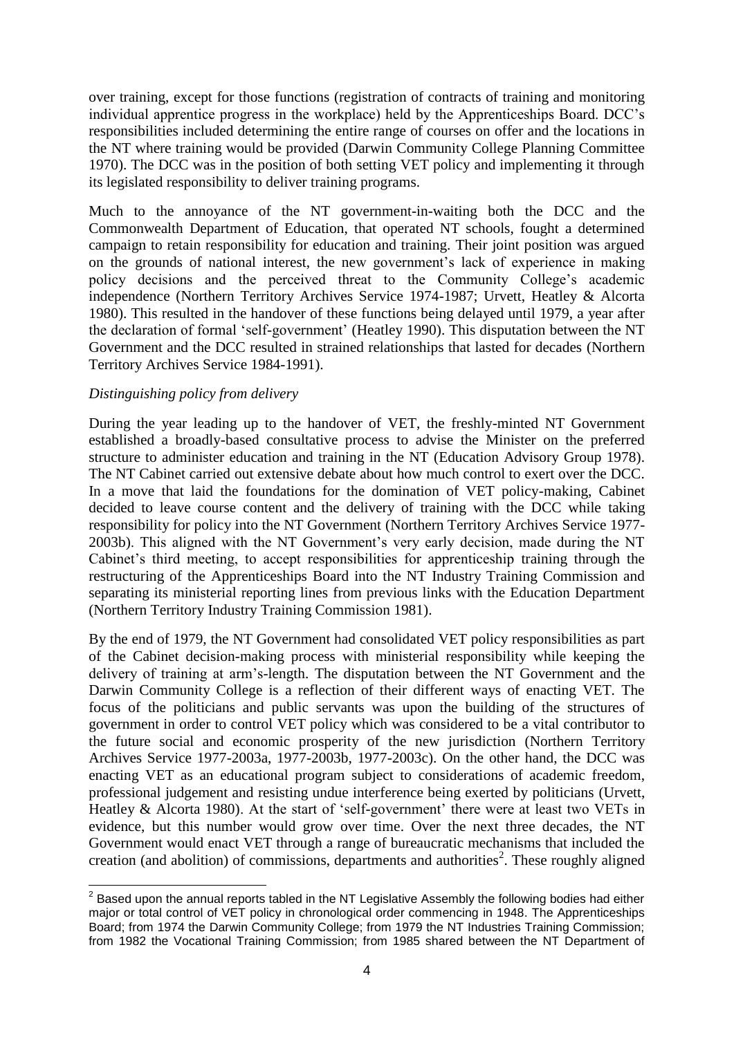over training, except for those functions (registration of contracts of training and monitoring individual apprentice progress in the workplace) held by the Apprenticeships Board. DCC's responsibilities included determining the entire range of courses on offer and the locations in the NT where training would be provided (Darwin Community College Planning Committee 1970). The DCC was in the position of both setting VET policy and implementing it through its legislated responsibility to deliver training programs.

Much to the annoyance of the NT government-in-waiting both the DCC and the Commonwealth Department of Education, that operated NT schools, fought a determined campaign to retain responsibility for education and training. Their joint position was argued on the grounds of national interest, the new government's lack of experience in making policy decisions and the perceived threat to the Community College's academic independence (Northern Territory Archives Service 1974-1987; Urvett, Heatley & Alcorta 1980). This resulted in the handover of these functions being delayed until 1979, a year after the declaration of formal 'self-government' (Heatley 1990). This disputation between the NT Government and the DCC resulted in strained relationships that lasted for decades (Northern Territory Archives Service 1984-1991).

*Distinguishing policy from delivery*

During the year leading up to the handover of VET, the freshly-minted NT Government established a broadly-based consultative process to advise the Minister on the preferred structure to administer education and training in the NT (Education Advisory Group 1978). The NT Cabinet carried out extensive debate about how much control to exert over the DCC. In a move that laid the foundations for the domination of VET policy-making, Cabinet decided to leave course content and the delivery of training with the DCC while taking responsibility for policy into the NT Government (Northern Territory Archives Service 1977-2003b). This aligned with the NT Government's very early decision, made during the NT Cabinet's third meeting, to accept responsibilities for apprenticeship training through the restructuring of the Apprenticeships Board into the NT Industry Training Commission and separating its ministerial reporting lines from previous links with the Education Department (Northern Territory Industry Training Commission 1981).

By the end of 1979, the NT Government had consolidated VET policy responsibilities as part of the Cabinet decision-making process with ministerial responsibility while keeping the delivery of training at arm's-length. The disputation between the NT Government and the Darwin Community College is a reflection of their different ways of enacting VET. The focus of the politicians and public servants was upon the building of the structures of government in order to control VET policy which was considered to be a vital contributor to the future social and economic prosperity of the new jurisdiction (Northern Territory Archives Service 1977-2003a, 1977-2003b, 1977-2003c). On the other hand, the DCC was enacting VET as an educational program subject to considerations of academic freedom, professional judgement and resisting undue interference being exerted by politicians (Urvett, Heatley & Alcorta 1980). At the start of 'self-government' there were at least two VETs in evidence, but this number would grow over time. Over the next three decades, the NT Government would enact VET through a range of bureaucratic mechanisms that included the creation (and abolition) of commissions, departments and authorities[2]. These roughly aligned

[2] Based upon the annual reports tabled in the NT Legislative Assembly the following bodies had either major or total control of VET policy in chronological order commencing in 1948. The Apprenticeships Board; from 1974 the Darwin Community College; from 1979 the NT Industries Training Commission; from 1982 the Vocational Training Commission; from 1985 shared between the NT Department of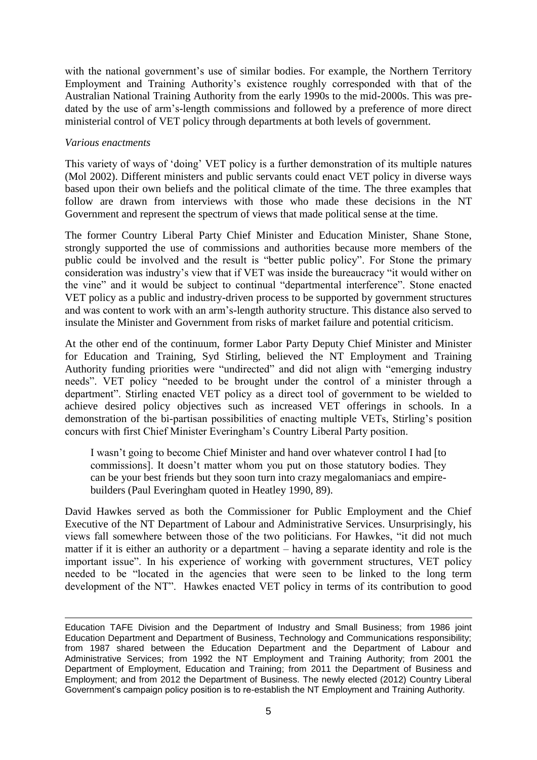with the national government's use of similar bodies. For example, the Northern Territory Employment and Training Authority's existence roughly corresponded with that of the Australian National Training Authority from the early 1990s to the mid-2000s. This was pre-dated by the use of arm's-length commissions and followed by a preference of more direct ministerial control of VET policy through departments at both levels of government.

*Various enactments*

This variety of ways of 'doing' VET policy is a further demonstration of its multiple natures (Mol 2002). Different ministers and public servants could enact VET policy in diverse ways based upon their own beliefs and the political climate of the time. The three examples that follow are drawn from interviews with those who made these decisions in the NT Government and represent the spectrum of views that made political sense at the time.

The former Country Liberal Party Chief Minister and Education Minister, Shane Stone, strongly supported the use of commissions and authorities because more members of the public could be involved and the result is "better public policy". For Stone the primary consideration was industry's view that if VET was inside the bureaucracy "it would wither on the vine" and it would be subject to continual "departmental interference". Stone enacted VET policy as a public and industry-driven process to be supported by government structures and was content to work with an arm's-length authority structure. This distance also served to insulate the Minister and Government from risks of market failure and potential criticism.

At the other end of the continuum, former Labor Party Deputy Chief Minister and Minister for Education and Training, Syd Stirling, believed the NT Employment and Training Authority funding priorities were "undirected" and did not align with "emerging industry needs". VET policy "needed to be brought under the control of a minister through a department". Stirling enacted VET policy as a direct tool of government to be wielded to achieve desired policy objectives such as increased VET offerings in schools. In a demonstration of the bi-partisan possibilities of enacting multiple VETs, Stirling's position concurs with first Chief Minister Everingham's Country Liberal Party position.

> I wasn't going to become Chief Minister and hand over whatever control I had [to commissions]. It doesn't matter whom you put on those statutory bodies. They can be your best friends but they soon turn into crazy megalomaniacs and empire-builders (Paul Everingham quoted in Heatley 1990, 89).

David Hawkes served as both the Commissioner for Public Employment and the Chief Executive of the NT Department of Labour and Administrative Services. Unsurprisingly, his views fall somewhere between those of the two politicians. For Hawkes, "it did not much matter if it is either an authority or a department – having a separate identity and role is the important issue". In his experience of working with government structures, VET policy needed to be "located in the agencies that were seen to be linked to the long term development of the NT". Hawkes enacted VET policy in terms of its contribution to good

---

Education TAFE Division and the Department of Industry and Small Business; from 1986 joint Education Department and Department of Business, Technology and Communications responsibility; from 1987 shared between the Education Department and the Department of Labour and Administrative Services; from 1992 the NT Employment and Training Authority; from 2001 the Department of Employment, Education and Training; from 2011 the Department of Business and Employment; and from 2012 the Department of Business. The newly elected (2012) Country Liberal Government's campaign policy position is to re-establish the NT Employment and Training Authority.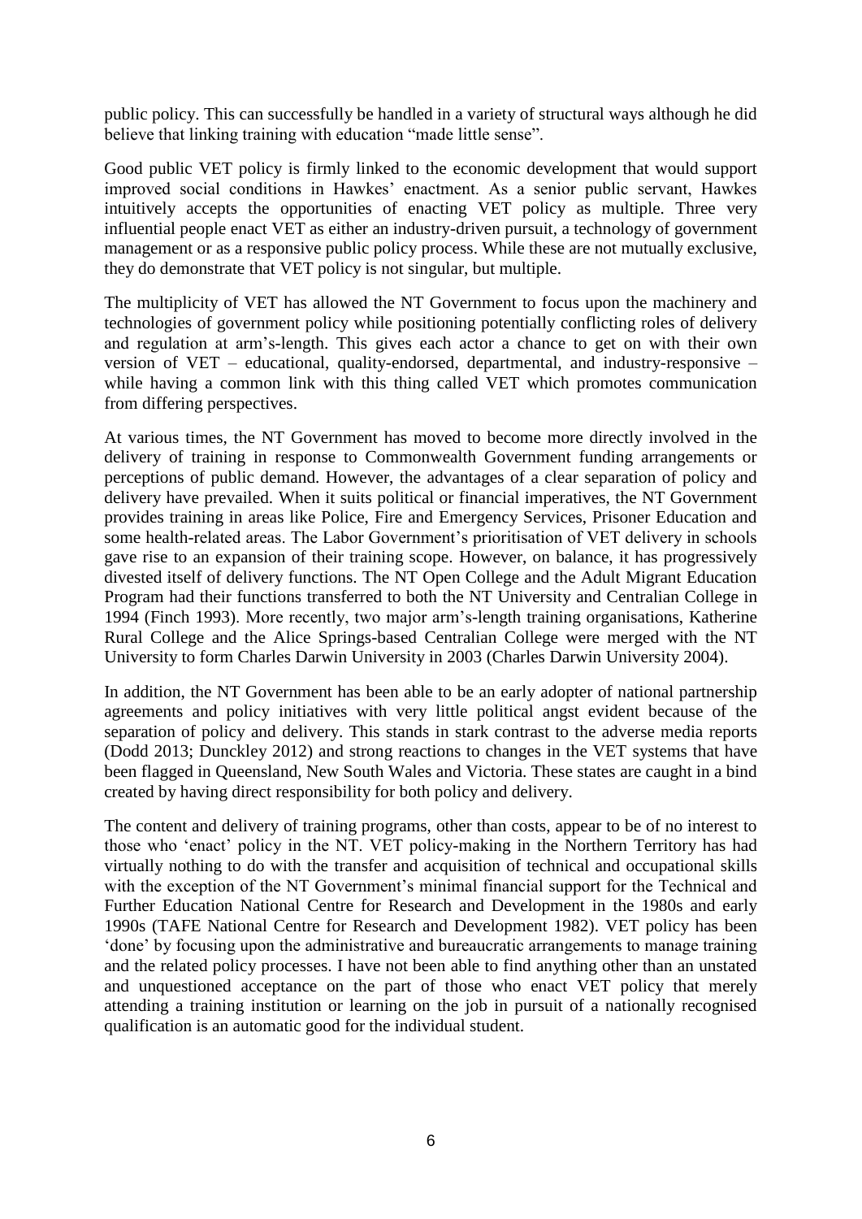public policy. This can successfully be handled in a variety of structural ways although he did believe that linking training with education "made little sense".

Good public VET policy is firmly linked to the economic development that would support improved social conditions in Hawkes' enactment. As a senior public servant, Hawkes intuitively accepts the opportunities of enacting VET policy as multiple. Three very influential people enact VET as either an industry-driven pursuit, a technology of government management or as a responsive public policy process. While these are not mutually exclusive, they do demonstrate that VET policy is not singular, but multiple.

The multiplicity of VET has allowed the NT Government to focus upon the machinery and technologies of government policy while positioning potentially conflicting roles of delivery and regulation at arm's-length. This gives each actor a chance to get on with their own version of VET – educational, quality-endorsed, departmental, and industry-responsive – while having a common link with this thing called VET which promotes communication from differing perspectives.

At various times, the NT Government has moved to become more directly involved in the delivery of training in response to Commonwealth Government funding arrangements or perceptions of public demand. However, the advantages of a clear separation of policy and delivery have prevailed. When it suits political or financial imperatives, the NT Government provides training in areas like Police, Fire and Emergency Services, Prisoner Education and some health-related areas. The Labor Government's prioritisation of VET delivery in schools gave rise to an expansion of their training scope. However, on balance, it has progressively divested itself of delivery functions. The NT Open College and the Adult Migrant Education Program had their functions transferred to both the NT University and Centralian College in 1994 (Finch 1993). More recently, two major arm's-length training organisations, Katherine Rural College and the Alice Springs-based Centralian College were merged with the NT University to form Charles Darwin University in 2003 (Charles Darwin University 2004).

In addition, the NT Government has been able to be an early adopter of national partnership agreements and policy initiatives with very little political angst evident because of the separation of policy and delivery. This stands in stark contrast to the adverse media reports (Dodd 2013; Dunckley 2012) and strong reactions to changes in the VET systems that have been flagged in Queensland, New South Wales and Victoria. These states are caught in a bind created by having direct responsibility for both policy and delivery.

The content and delivery of training programs, other than costs, appear to be of no interest to those who 'enact' policy in the NT. VET policy-making in the Northern Territory has had virtually nothing to do with the transfer and acquisition of technical and occupational skills with the exception of the NT Government's minimal financial support for the Technical and Further Education National Centre for Research and Development in the 1980s and early 1990s (TAFE National Centre for Research and Development 1982). VET policy has been 'done' by focusing upon the administrative and bureaucratic arrangements to manage training and the related policy processes. I have not been able to find anything other than an unstated and unquestioned acceptance on the part of those who enact VET policy that merely attending a training institution or learning on the job in pursuit of a nationally recognised qualification is an automatic good for the individual student.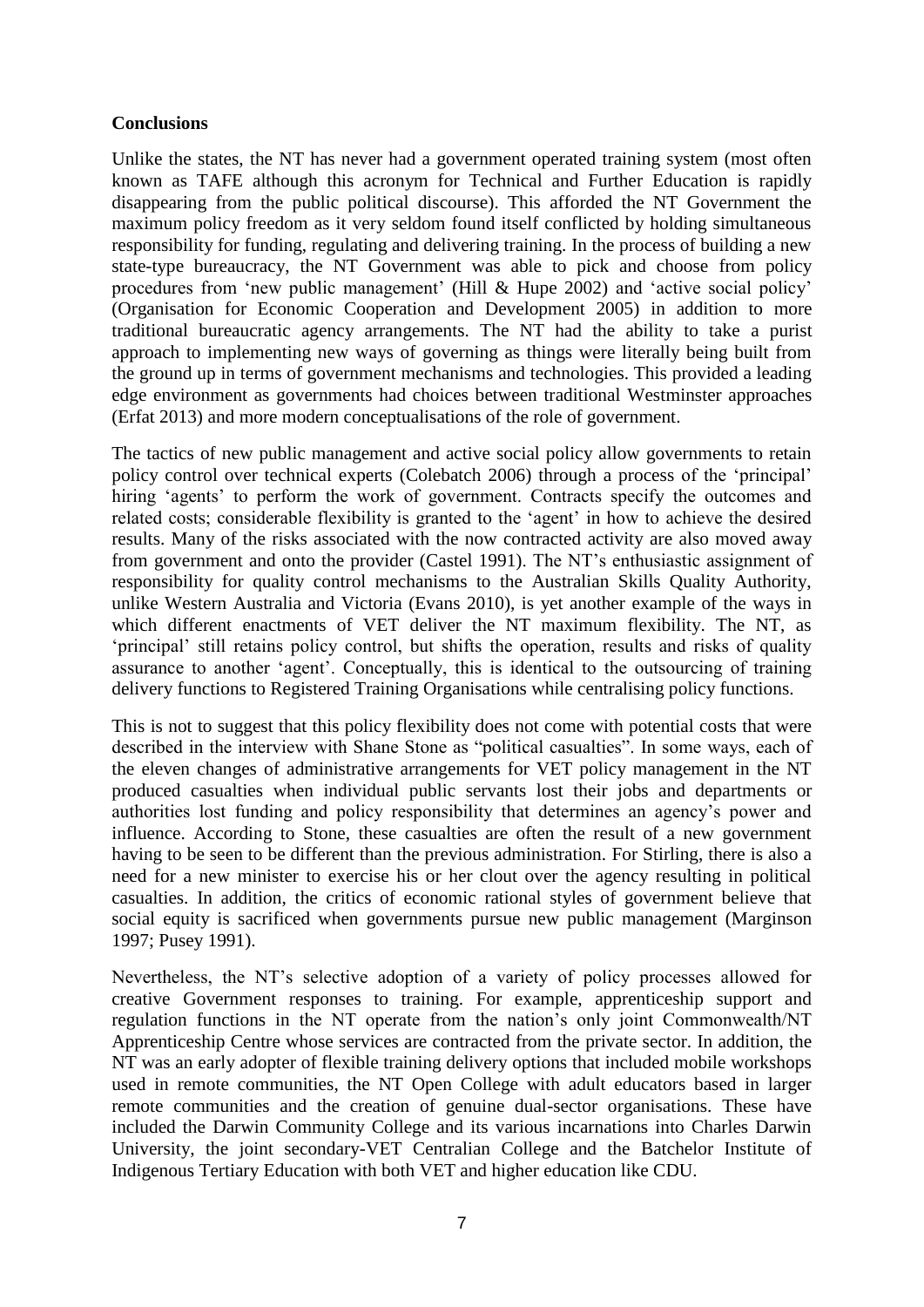**Conclusions**

Unlike the states, the NT has never had a government operated training system (most often known as TAFE although this acronym for Technical and Further Education is rapidly disappearing from the public political discourse). This afforded the NT Government the maximum policy freedom as it very seldom found itself conflicted by holding simultaneous responsibility for funding, regulating and delivering training. In the process of building a new state-type bureaucracy, the NT Government was able to pick and choose from policy procedures from 'new public management' (Hill & Hupe 2002) and 'active social policy' (Organisation for Economic Cooperation and Development 2005) in addition to more traditional bureaucratic agency arrangements. The NT had the ability to take a purist approach to implementing new ways of governing as things were literally being built from the ground up in terms of government mechanisms and technologies. This provided a leading edge environment as governments had choices between traditional Westminster approaches (Erfat 2013) and more modern conceptualisations of the role of government.

The tactics of new public management and active social policy allow governments to retain policy control over technical experts (Colebatch 2006) through a process of the 'principal' hiring 'agents' to perform the work of government. Contracts specify the outcomes and related costs; considerable flexibility is granted to the 'agent' in how to achieve the desired results. Many of the risks associated with the now contracted activity are also moved away from government and onto the provider (Castel 1991). The NT's enthusiastic assignment of responsibility for quality control mechanisms to the Australian Skills Quality Authority, unlike Western Australia and Victoria (Evans 2010), is yet another example of the ways in which different enactments of VET deliver the NT maximum flexibility. The NT, as 'principal' still retains policy control, but shifts the operation, results and risks of quality assurance to another 'agent'. Conceptually, this is identical to the outsourcing of training delivery functions to Registered Training Organisations while centralising policy functions.

This is not to suggest that this policy flexibility does not come with potential costs that were described in the interview with Shane Stone as "political casualties". In some ways, each of the eleven changes of administrative arrangements for VET policy management in the NT produced casualties when individual public servants lost their jobs and departments or authorities lost funding and policy responsibility that determines an agency's power and influence. According to Stone, these casualties are often the result of a new government having to be seen to be different than the previous administration. For Stirling, there is also a need for a new minister to exercise his or her clout over the agency resulting in political casualties. In addition, the critics of economic rational styles of government believe that social equity is sacrificed when governments pursue new public management (Marginson 1997; Pusey 1991).

Nevertheless, the NT's selective adoption of a variety of policy processes allowed for creative Government responses to training. For example, apprenticeship support and regulation functions in the NT operate from the nation's only joint Commonwealth/NT Apprenticeship Centre whose services are contracted from the private sector. In addition, the NT was an early adopter of flexible training delivery options that included mobile workshops used in remote communities, the NT Open College with adult educators based in larger remote communities and the creation of genuine dual-sector organisations. These have included the Darwin Community College and its various incarnations into Charles Darwin University, the joint secondary-VET Centralian College and the Batchelor Institute of Indigenous Tertiary Education with both VET and higher education like CDU.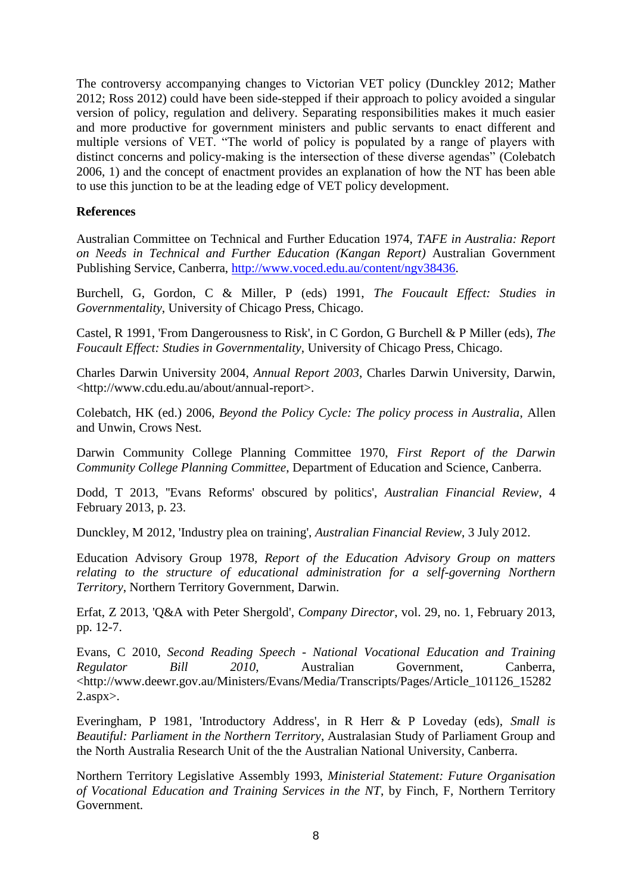The controversy accompanying changes to Victorian VET policy (Dunckley 2012; Mather 2012; Ross 2012) could have been side-stepped if their approach to policy avoided a singular version of policy, regulation and delivery. Separating responsibilities makes it much easier and more productive for government ministers and public servants to enact different and multiple versions of VET. "The world of policy is populated by a range of players with distinct concerns and policy-making is the intersection of these diverse agendas" (Colebatch 2006, 1) and the concept of enactment provides an explanation of how the NT has been able to use this junction to be at the leading edge of VET policy development.

**References**

Australian Committee on Technical and Further Education 1974, *TAFE in Australia: Report on Needs in Technical and Further Education (Kangan Report)* Australian Government Publishing Service, Canberra, http://www.voced.edu.au/content/ngv38436.

Burchell, G, Gordon, C & Miller, P (eds) 1991, *The Foucault Effect: Studies in Governmentality*, University of Chicago Press, Chicago.

Castel, R 1991, 'From Dangerousness to Risk', in C Gordon, G Burchell & P Miller (eds), *The Foucault Effect: Studies in Governmentality*, University of Chicago Press, Chicago.

Charles Darwin University 2004, *Annual Report 2003*, Charles Darwin University, Darwin, <http://www.cdu.edu.au/about/annual-report>.

Colebatch, HK (ed.) 2006, *Beyond the Policy Cycle: The policy process in Australia*, Allen and Unwin, Crows Nest.

Darwin Community College Planning Committee 1970, *First Report of the Darwin Community College Planning Committee*, Department of Education and Science, Canberra.

Dodd, T 2013, ''Evans Reforms' obscured by politics', *Australian Financial Review*, 4 February 2013, p. 23.

Dunckley, M 2012, 'Industry plea on training', *Australian Financial Review*, 3 July 2012.

Education Advisory Group 1978, *Report of the Education Advisory Group on matters relating to the structure of educational administration for a self-governing Northern Territory*, Northern Territory Government, Darwin.

Erfat, Z 2013, 'Q&A with Peter Shergold', *Company Director*, vol. 29, no. 1, February 2013, pp. 12-7.

Evans, C 2010, *Second Reading Speech - National Vocational Education and Training Regulator Bill 2010*, Australian Government, Canberra, <http://www.deewr.gov.au/Ministers/Evans/Media/Transcripts/Pages/Article_101126_152822.aspx>.

Everingham, P 1981, 'Introductory Address', in R Herr & P Loveday (eds), *Small is Beautiful: Parliament in the Northern Territory*, Australasian Study of Parliament Group and the North Australia Research Unit of the the Australian National University, Canberra.

Northern Territory Legislative Assembly 1993, *Ministerial Statement: Future Organisation of Vocational Education and Training Services in the NT*, by Finch, F, Northern Territory Government.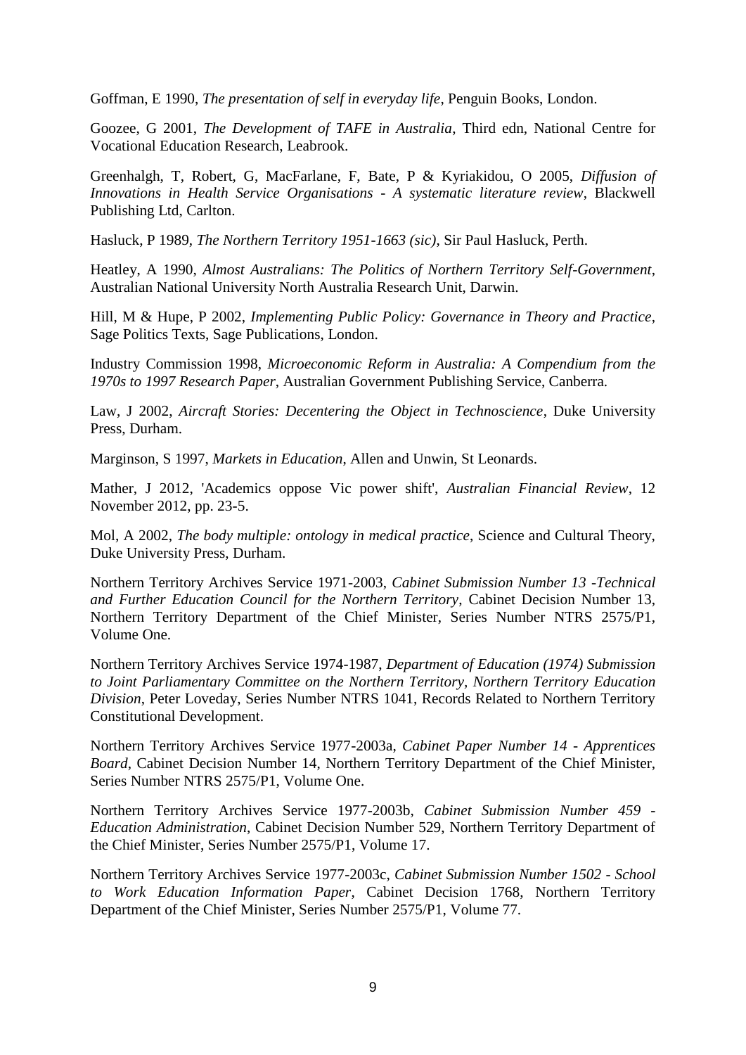Goffman, E 1990, *The presentation of self in everyday life*, Penguin Books, London.

Goozee, G 2001, *The Development of TAFE in Australia*, Third edn, National Centre for Vocational Education Research, Leabrook.

Greenhalgh, T, Robert, G, MacFarlane, F, Bate, P & Kyriakidou, O 2005, *Diffusion of Innovations in Health Service Organisations - A systematic literature review*, Blackwell Publishing Ltd, Carlton.

Hasluck, P 1989, *The Northern Territory 1951-1663 (sic)*, Sir Paul Hasluck, Perth.

Heatley, A 1990, *Almost Australians: The Politics of Northern Territory Self-Government*, Australian National University North Australia Research Unit, Darwin.

Hill, M & Hupe, P 2002, *Implementing Public Policy: Governance in Theory and Practice*, Sage Politics Texts, Sage Publications, London.

Industry Commission 1998, *Microeconomic Reform in Australia: A Compendium from the 1970s to 1997 Research Paper*, Australian Government Publishing Service, Canberra.

Law, J 2002, *Aircraft Stories: Decentering the Object in Technoscience*, Duke University Press, Durham.

Marginson, S 1997, *Markets in Education*, Allen and Unwin, St Leonards.

Mather, J 2012, 'Academics oppose Vic power shift', *Australian Financial Review*, 12 November 2012, pp. 23-5.

Mol, A 2002, *The body multiple: ontology in medical practice*, Science and Cultural Theory, Duke University Press, Durham.

Northern Territory Archives Service 1971-2003, *Cabinet Submission Number 13 -Technical and Further Education Council for the Northern Territory*, Cabinet Decision Number 13, Northern Territory Department of the Chief Minister, Series Number NTRS 2575/P1, Volume One.

Northern Territory Archives Service 1974-1987, *Department of Education (1974) Submission to Joint Parliamentary Committee on the Northern Territory, Northern Territory Education Division*, Peter Loveday, Series Number NTRS 1041, Records Related to Northern Territory Constitutional Development.

Northern Territory Archives Service 1977-2003a, *Cabinet Paper Number 14 - Apprentices Board*, Cabinet Decision Number 14, Northern Territory Department of the Chief Minister, Series Number NTRS 2575/P1, Volume One.

Northern Territory Archives Service 1977-2003b, *Cabinet Submission Number 459 - Education Administration*, Cabinet Decision Number 529, Northern Territory Department of the Chief Minister, Series Number 2575/P1, Volume 17.

Northern Territory Archives Service 1977-2003c, *Cabinet Submission Number 1502 - School to Work Education Information Paper*, Cabinet Decision 1768, Northern Territory Department of the Chief Minister, Series Number 2575/P1, Volume 77.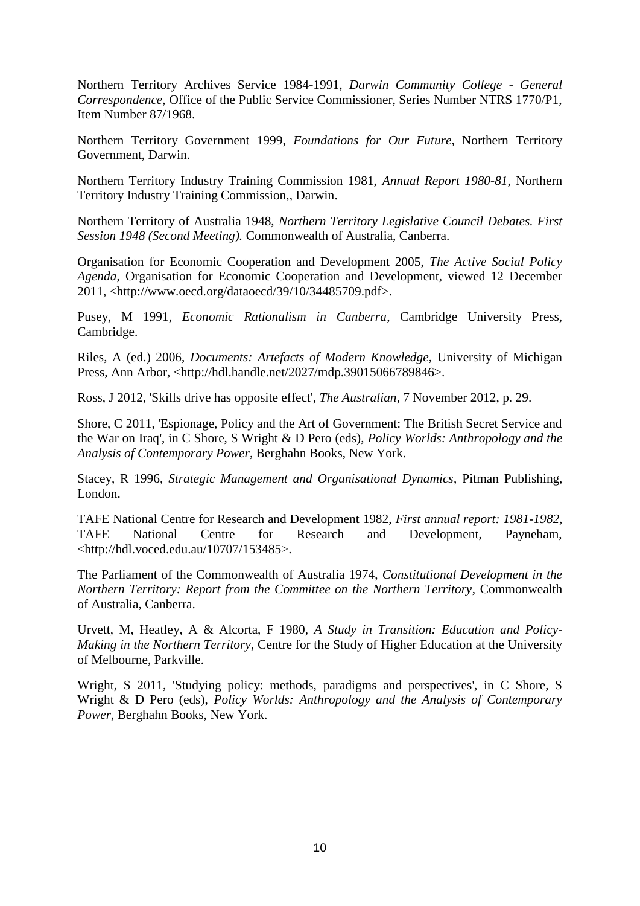Northern Territory Archives Service 1984-1991, *Darwin Community College - General Correspondence*, Office of the Public Service Commissioner, Series Number NTRS 1770/P1, Item Number 87/1968.

Northern Territory Government 1999, *Foundations for Our Future*, Northern Territory Government, Darwin.

Northern Territory Industry Training Commission 1981, *Annual Report 1980-81*, Northern Territory Industry Training Commission,, Darwin.

Northern Territory of Australia 1948, *Northern Territory Legislative Council Debates. First Session 1948 (Second Meeting).* Commonwealth of Australia, Canberra.

Organisation for Economic Cooperation and Development 2005, *The Active Social Policy Agenda*, Organisation for Economic Cooperation and Development, viewed 12 December 2011, <http://www.oecd.org/dataoecd/39/10/34485709.pdf>.

Pusey, M 1991, *Economic Rationalism in Canberra*, Cambridge University Press, Cambridge.

Riles, A (ed.) 2006, *Documents: Artefacts of Modern Knowledge*, University of Michigan Press, Ann Arbor, <http://hdl.handle.net/2027/mdp.39015066789846>.

Ross, J 2012, 'Skills drive has opposite effect', *The Australian*, 7 November 2012, p. 29.

Shore, C 2011, 'Espionage, Policy and the Art of Government: The British Secret Service and the War on Iraq', in C Shore, S Wright & D Pero (eds), *Policy Worlds: Anthropology and the Analysis of Contemporary Power*, Berghahn Books, New York.

Stacey, R 1996, *Strategic Management and Organisational Dynamics*, Pitman Publishing, London.

TAFE National Centre for Research and Development 1982, *First annual report: 1981-1982*, TAFE National Centre for Research and Development, Payneham, <http://hdl.voced.edu.au/10707/153485>.

The Parliament of the Commonwealth of Australia 1974, *Constitutional Development in the Northern Territory: Report from the Committee on the Northern Territory*, Commonwealth of Australia, Canberra.

Urvett, M, Heatley, A & Alcorta, F 1980, *A Study in Transition: Education and Policy-Making in the Northern Territory*, Centre for the Study of Higher Education at the University of Melbourne, Parkville.

Wright, S 2011, 'Studying policy: methods, paradigms and perspectives', in C Shore, S Wright & D Pero (eds), *Policy Worlds: Anthropology and the Analysis of Contemporary Power*, Berghahn Books, New York.